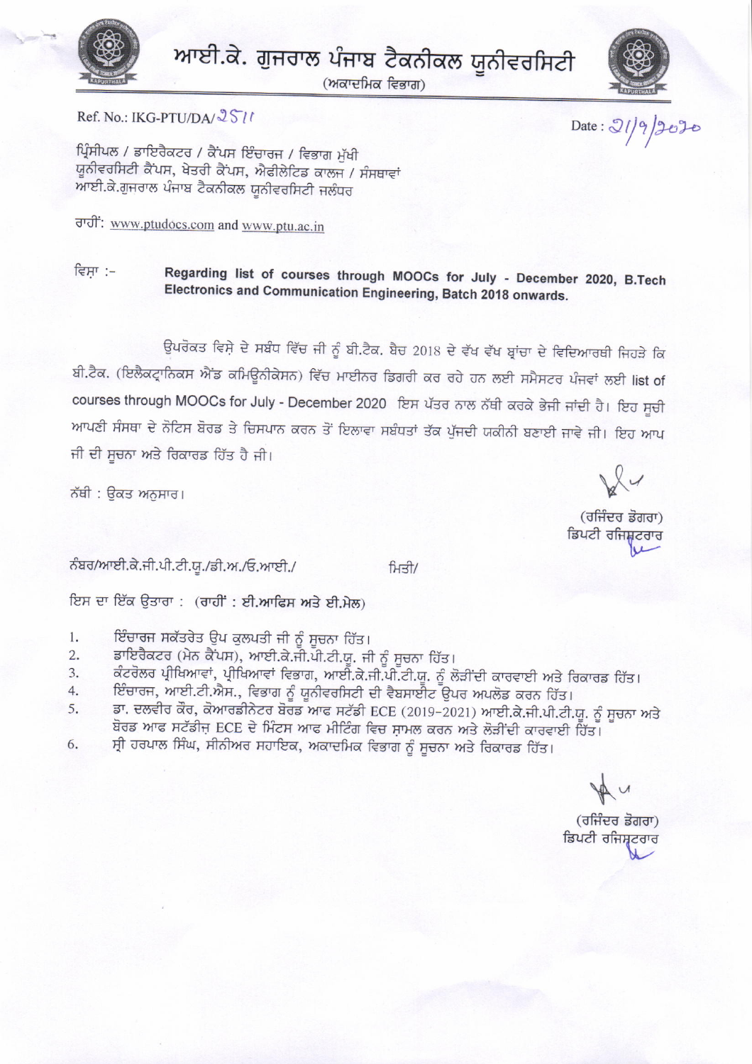# ਆਈ.ਕੇ. ਗੁਜਰਾਲ ਪੰਜਾਬ ਟੈਕਨੀਕਲ ਯੂਨੀਵਰਸਿਟੀ

(ਅਕਾਦਮਿਕ ਵਿਭਾਗ)

Ref. No.: IKG-PTU/DA/2511

Date : 21/9/2020

ਪ੍ਰਿੰਸੀਪਲ / ਡਾਇਰੈਕਟਰ / ਕੈਂਪਸ ਇੰਚਾਰਜ / ਵਿਭਾਗ ਮੁੱਖੀ
ਯੂਨੀਵਰਸਿਟੀ ਕੈਂਪਸ, ਖੇਤਰੀ ਕੈਂਪਸ, ਐਫੀਲੇਟਿਡ ਕਾਲਜ / ਸੰਸਥਾਵਾਂ
ਆਈ.ਕੇ.ਗੁਜਰਾਲ ਪੰਜਾਬ ਟੈਕਨੀਕਲ ਯੂਨੀਵਰਸਿਟੀ ਜਲੰਧਰ

ਰਾਹੀਂ: www.ptudocs.com and www.ptu.ac.in

ਵਿਸ਼ਾ :- **Regarding list of courses through MOOCs for July - December 2020, B.Tech Electronics and Communication Engineering, Batch 2018 onwards.**

ਉਪਰੋਕਤ ਵਿਸ਼ੇ ਦੇ ਸਬੰਧ ਵਿੱਚ ਜੀ ਨੂੰ ਬੀ.ਟੈਕ. ਬੈਚ 2018 ਦੇ ਵੱਖ ਵੱਖ ਬ੍ਰਾਂਚਾ ਦੇ ਵਿਦਿਆਰਥੀ ਜਿਹੜੇ ਕਿ ਬੀ.ਟੈਕ. (ਇਲੈਕਟ੍ਰਾਨਿਕਸ ਐਂਡ ਕਮਿਊਨੀਕੇਸ਼ਨ) ਵਿੱਚ ਮਾਈਨਰ ਡਿਗਰੀ ਕਰ ਰਹੇ ਹਨ ਲਈ ਸਮੈਸਟਰ ਪੰਜਵਾਂ ਲਈ list of courses through MOOCs for July - December 2020 ਇਸ ਪੱਤਰ ਨਾਲ ਨੱਥੀ ਕਰਕੇ ਭੇਜੀ ਜਾਂਦੀ ਹੈ। ਇਹ ਸੂਚੀ ਆਪਣੀ ਸੰਸਥਾ ਦੇ ਨੋਟਿਸ ਬੋਰਡ ਤੇ ਚਿਸਪਾਨ ਕਰਨ ਤੋਂ ਇਲਾਵਾ ਸਬੰਧਤਾਂ ਤੱਕ ਪੁੱਜਦੀ ਯਕੀਨੀ ਬਣਾਈ ਜਾਵੇ ਜੀ। ਇਹ ਆਪ ਜੀ ਦੀ ਸੂਚਨਾ ਅਤੇ ਰਿਕਾਰਡ ਹਿੱਤ ਹੈ ਜੀ।

ਨੱਥੀ : ਉਕਤ ਅਨੁਸਾਰ।

(ਰਜਿੰਦਰ ਡੋਗਰਾ)
ਡਿਪਟੀ ਰਜਿਸਟਰਾਰ

ਨੰਬਰ/ਆਈ.ਕੇ.ਜੀ.ਪੀ.ਟੀ.ਯੂ./ਡੀ.ਅ./ਓ.ਆਈ./ ਮਿਤੀ/

ਇਸ ਦਾ ਇੱਕ ਉਤਾਰਾ : (ਰਾਹੀਂ : ਈ.ਆਫਿਸ ਅਤੇ ਈ.ਮੇਲ)

1. ਇੰਚਾਰਜ ਸਕੱਤਰੇਤ ਉਪ ਕੁਲਪਤੀ ਜੀ ਨੂੰ ਸੂਚਨਾ ਹਿੱਤ।
2. ਡਾਇਰੈਕਟਰ (ਮੇਨ ਕੈਂਪਸ), ਆਈ.ਕੇ.ਜੀ.ਪੀ.ਟੀ.ਯੂ. ਜੀ ਨੂੰ ਸੂਚਨਾ ਹਿੱਤ।
3. ਕੰਟਰੋਲਰ ਪ੍ਰੀਖਿਆਵਾਂ, ਪ੍ਰੀਖਿਆਵਾਂ ਵਿਭਾਗ, ਆਈ.ਕੇ.ਜੀ.ਪੀ.ਟੀ.ਯੂ. ਨੂੰ ਲੋੜੀਂਦੀ ਕਾਰਵਾਈ ਅਤੇ ਰਿਕਾਰਡ ਹਿੱਤ।
4. ਇੰਚਾਰਜ, ਆਈ.ਟੀ.ਐਸ., ਵਿਭਾਗ ਨੂੰ ਯੂਨੀਵਰਸਿਟੀ ਦੀ ਵੈਬਸਾਈਟ ਉਪਰ ਅਪਲੋਡ ਕਰਨ ਹਿੱਤ।
5. ਡਾ. ਦਲਵੀਰ ਕੌਰ, ਕੋਆਰਡੀਨੇਟਰ ਬੋਰਡ ਆਫ ਸਟੱਡੀ ECE (2019-2021) ਆਈ.ਕੇ.ਜੀ.ਪੀ.ਟੀ.ਯੂ. ਨੂੰ ਸੂਚਨਾ ਅਤੇ ਬੋਰਡ ਆਫ ਸਟੱਡੀਜ਼ ECE ਦੇ ਮਿੰਟਸ ਆਫ ਮੀਟਿੰਗ ਵਿਚ ਸ਼ਾਮਲ ਕਰਨ ਅਤੇ ਲੋੜੀਂਦੀ ਕਾਰਵਾਈ ਹਿੱਤ।
6. ਸ੍ਰੀ ਹਰਪਾਲ ਸਿੰਘ, ਸੀਨੀਅਰ ਸਹਾਇਕ, ਅਕਾਦਮਿਕ ਵਿਭਾਗ ਨੂੰ ਸੂਚਨਾ ਅਤੇ ਰਿਕਾਰਡ ਹਿੱਤ।

(ਰਜਿੰਦਰ ਡੋਗਰਾ)
ਡਿਪਟੀ ਰਜਿਸਟਰਾਰ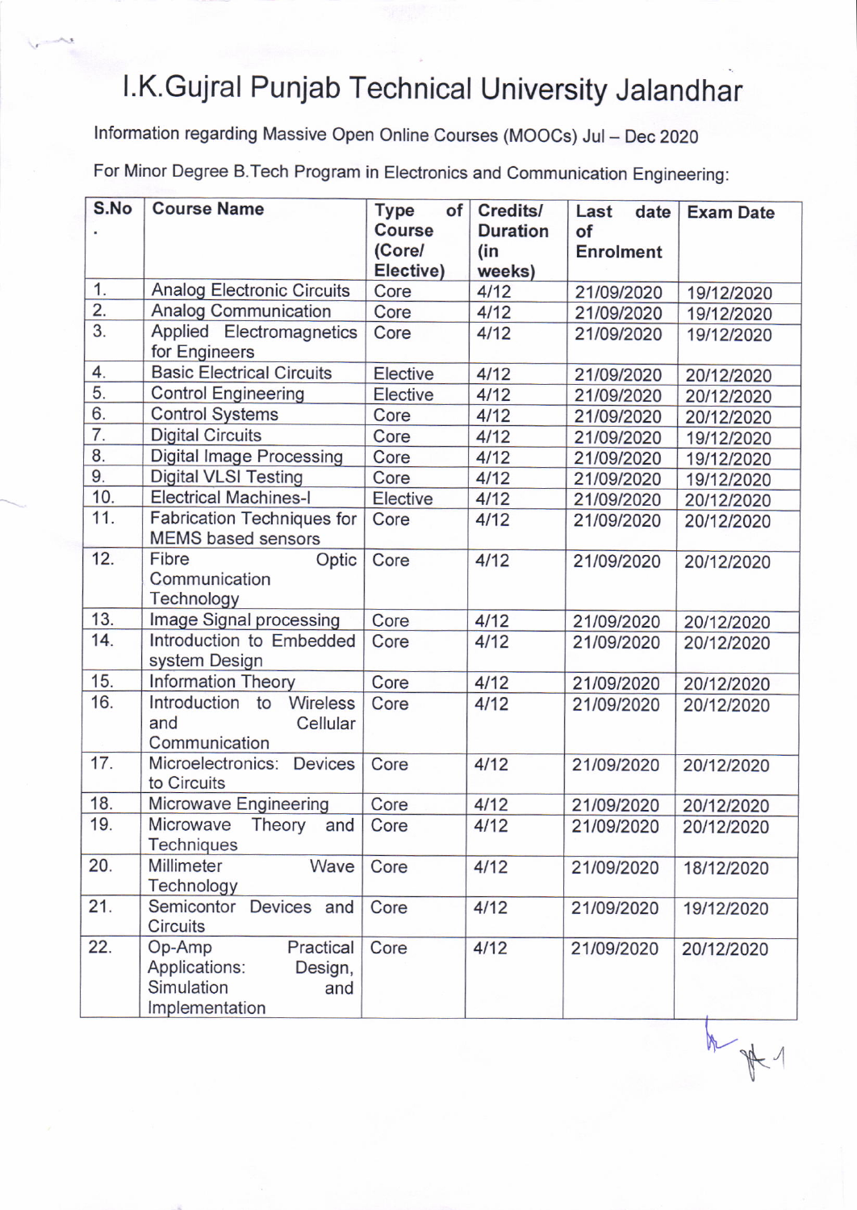# I.K.Gujral Punjab Technical University Jalandhar

Information regarding Massive Open Online Courses (MOOCs) Jul – Dec 2020

For Minor Degree B.Tech Program in Electronics and Communication Engineering:

| S.No. | Course Name | Type of Course (Core/ Elective) | Credits/ Duration (in weeks) | Last date of Enrolment | Exam Date |
|---|---|---|---|---|---|
| 1. | Analog Electronic Circuits | Core | 4/12 | 21/09/2020 | 19/12/2020 |
| 2. | Analog Communication | Core | 4/12 | 21/09/2020 | 19/12/2020 |
| 3. | Applied Electromagnetics for Engineers | Core | 4/12 | 21/09/2020 | 19/12/2020 |
| 4. | Basic Electrical Circuits | Elective | 4/12 | 21/09/2020 | 20/12/2020 |
| 5. | Control Engineering | Elective | 4/12 | 21/09/2020 | 20/12/2020 |
| 6. | Control Systems | Core | 4/12 | 21/09/2020 | 20/12/2020 |
| 7. | Digital Circuits | Core | 4/12 | 21/09/2020 | 19/12/2020 |
| 8. | Digital Image Processing | Core | 4/12 | 21/09/2020 | 19/12/2020 |
| 9. | Digital VLSI Testing | Core | 4/12 | 21/09/2020 | 19/12/2020 |
| 10. | Electrical Machines-I | Elective | 4/12 | 21/09/2020 | 20/12/2020 |
| 11. | Fabrication Techniques for MEMS based sensors | Core | 4/12 | 21/09/2020 | 20/12/2020 |
| 12. | Fibre Optic Communication Technology | Core | 4/12 | 21/09/2020 | 20/12/2020 |
| 13. | Image Signal processing | Core | 4/12 | 21/09/2020 | 20/12/2020 |
| 14. | Introduction to Embedded system Design | Core | 4/12 | 21/09/2020 | 20/12/2020 |
| 15. | Information Theory | Core | 4/12 | 21/09/2020 | 20/12/2020 |
| 16. | Introduction to Wireless and Cellular Communication | Core | 4/12 | 21/09/2020 | 20/12/2020 |
| 17. | Microelectronics: Devices to Circuits | Core | 4/12 | 21/09/2020 | 20/12/2020 |
| 18. | Microwave Engineering | Core | 4/12 | 21/09/2020 | 20/12/2020 |
| 19. | Microwave Theory and Techniques | Core | 4/12 | 21/09/2020 | 20/12/2020 |
| 20. | Millimeter Wave Technology | Core | 4/12 | 21/09/2020 | 18/12/2020 |
| 21. | Semicontor Devices and Circuits | Core | 4/12 | 21/09/2020 | 19/12/2020 |
| 22. | Op-Amp Practical Applications: Design, Simulation and Implementation | Core | 4/12 | 21/09/2020 | 20/12/2020 |